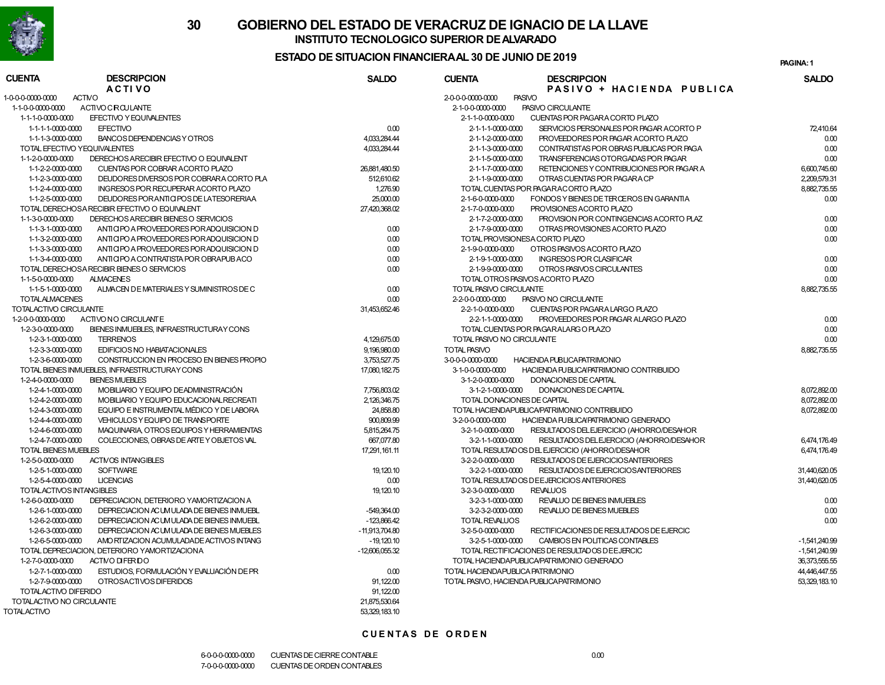# 30 GOBIERNO DEL ESTADO DE VERACRUZ DE IGNACIO DE LA LLAVE

## INSTITUTO TECNOLOGICO SUPERIOR DE ALVARADO

## ESTADO DE SITUACION FINANCIERA AL 30 DE JUNIO DE 2019

PAGINA: 1

| CUENTA | DESCRIPCION | SALDO |
|---|---|---|
| | **A C T I V O** | |
| 1-0-0-0-0000-0000 | ACTIVO | |
| 1-1-0-0-0000-0000 | ACTIVO CIRCULANTE | |
| 1-1-1-0-0000-0000 | EFECTIVO Y EQUIVALENTES | |
| 1-1-1-1-0000-0000 | EFECTIVO | 0.00 |
| 1-1-1-3-0000-0000 | BANCOS DEPENDENCIAS Y OTROS | 4,033,284.44 |
| | TOTAL EFECTIVO Y EQUIVALENTES | 4,033,284.44 |
| 1-1-2-0-0000-0000 | DERECHOS A RECIBIR EFECTIVO O EQUIVALENT | |
| 1-1-2-2-0000-0000 | CUENTAS POR COBRAR A CORTO PLAZO | 26,881,480.50 |
| 1-1-2-3-0000-0000 | DEUDORES DIVERSOS POR COBRAR A CORTO PLA | 512,610.62 |
| 1-1-2-4-0000-0000 | INGRESOS POR RECUPERAR A CORTO PLAZO | 1,276.90 |
| 1-1-2-5-0000-0000 | DEUDORES POR ANTICIPOS DE LA TESORERIAA | 25,000.00 |
| | TOTAL DERECHOS A RECIBIR EFECTIVO O EQUIVALENT | 27,420,368.02 |
| 1-1-3-0-0000-0000 | DERECHOS A RECIBIR BIENES O SERVICIOS | |
| 1-1-3-1-0000-0000 | ANTICIPO A PROVEEDORES POR ADQUISICION D | 0.00 |
| 1-1-3-2-0000-0000 | ANTICIPO A PROVEEDORES POR ADQUISICION D | 0.00 |
| 1-1-3-3-0000-0000 | ANTICIPO A PROVEEDORES POR ADQUISICION D | 0.00 |
| 1-1-3-4-0000-0000 | ANTICIPO A CONTRATISTA POR OBRA PUB A CO | 0.00 |
| | TOTAL DERECHOS A RECIBIR BIENES O SERVICIOS | 0.00 |
| 1-1-5-0-0000-0000 | ALMACENES | |
| 1-1-5-1-0000-0000 | ALMACEN DE MATERIALES Y SUMINISTROS DE C | 0.00 |
| | TOTAL ALMACENES | 0.00 |
| | TOTAL ACTIVO CIRCULANTE | 31,453,652.46 |
| 1-2-0-0-0000-0000 | ACTIVO NO CIRCULANTE | |
| 1-2-3-0-0000-0000 | BIENES INMUEBLES, INFRAESTRUCTURA Y CONS | |
| 1-2-3-1-0000-0000 | TERRENOS | 4,129,675.00 |
| 1-2-3-3-0000-0000 | EDIFICIOS NO HABITACIONALES | 9,196,980.00 |
| 1-2-3-6-0000-0000 | CONSTRUCCION EN PROCESO EN BIENES PROPIO | 3,753,527.75 |
| | TOTAL BIENES INMUEBLES, INFRAESTRUCTURA Y CONS | 17,080,182.75 |
| 1-2-4-0-0000-0000 | BIENES MUEBLES | |
| 1-2-4-1-0000-0000 | MOBILIARIO Y EQUIPO DE ADMINISTRACIÓN | 7,756,803.02 |
| 1-2-4-2-0000-0000 | MOBILIARIO Y EQUIPO EDUCACIONAL RECREATI | 2,126,346.75 |
| 1-2-4-3-0000-0000 | EQUIPO E INSTRUMENTAL MÉDICO Y DE LABORA | 24,858.80 |
| 1-2-4-4-0000-0000 | VEHICULOS Y EQUIPO DE TRANSPORTE | 900,809.99 |
| 1-2-4-6-0000-0000 | MAQUINARIA, OTROS EQUIPOS Y HERRAMIENTAS | 5,815,264.75 |
| 1-2-4-7-0000-0000 | COLECCIONES, OBRAS DE ARTE Y OBJETOS VAL | 667,077.80 |
| | TOTAL BIENES MUEBLES | 17,291,161.11 |
| 1-2-5-0-0000-0000 | ACTIVOS INTANGIBLES | |
| 1-2-5-1-0000-0000 | SOFTWARE | 19,120.10 |
| 1-2-5-4-0000-0000 | LICENCIAS | 0.00 |
| | TOTAL ACTIVOS INTANGIBLES | 19,120.10 |
| 1-2-6-0-0000-0000 | DEPRECIACION, DETERIORO Y AMORTIZACION A | |
| 1-2-6-1-0000-0000 | DEPRECIACION ACUMULADA DE BIENES INMUEBL | -549,364.00 |
| 1-2-6-2-0000-0000 | DEPRECIACION ACUMULADA DE BIENES INMUEBL | -123,866.42 |
| 1-2-6-3-0000-0000 | DEPRECIACION ACUMULADA DE BIENES MUEBLES | -11,913,704.80 |
| 1-2-6-5-0000-0000 | AMORTIZACION ACUMULADA DE ACTIVOS INTANG | -19,120.10 |
| | TOTAL DEPRECIACION, DETERIORO Y AMORTIZACION A | -12,606,055.32 |
| 1-2-7-0-0000-0000 | ACTIVO DIFERIDO | |
| 1-2-7-1-0000-0000 | ESTUDIOS, FORMULACIÓN Y EVALUACIÓN DE PR | 0.00 |
| 1-2-7-9-0000-0000 | OTROS ACTIVOS DIFERIDOS | 91,122.00 |
| | TOTAL ACTIVO DIFERIDO | 91,122.00 |
| | TOTAL ACTIVO NO CIRCULANTE | 21,875,530.64 |
| | TOTAL ACTIVO | 53,329,183.10 |

| CUENTA | DESCRIPCION | SALDO |
|---|---|---|
| | **P A S I V O + H A C I E N D A P U B L I C A** | |
| 2-0-0-0-0000-0000 | PASIVO | |
| 2-1-0-0-0000-0000 | PASIVO CIRCULANTE | |
| 2-1-1-0-0000-0000 | CUENTAS POR PAGAR A CORTO PLAZO | |
| 2-1-1-1-0000-0000 | SERVICIOS PERSONALES POR PAGAR A CORTO P | 72,410.64 |
| 2-1-1-2-0000-0000 | PROVEEDORES POR PAGAR A CORTO PLAZO | 0.00 |
| 2-1-1-3-0000-0000 | CONTRATISTAS POR OBRAS PUBLICAS POR PAGA | 0.00 |
| 2-1-1-5-0000-0000 | TRANSFERENCIAS OTORGADAS POR PAGAR | 0.00 |
| 2-1-1-7-0000-0000 | RETENCIONES Y CONTRIBUCIONES POR PAGAR A | 6,600,745.60 |
| 2-1-1-9-0000-0000 | OTRAS CUENTAS POR PAGAR A CP | 2,209,579.31 |
| | TOTAL CUENTAS POR PAGAR A CORTO PLAZO | 8,882,735.55 |
| 2-1-6-0-0000-0000 | FONDOS Y BIENES DE TERCEROS EN GARANTIA | 0.00 |
| 2-1-7-0-0000-0000 | PROVISIONES A CORTO PLAZO | |
| 2-1-7-2-0000-0000 | PROVISION POR CONTINGENCIAS A CORTO PLAZ | 0.00 |
| 2-1-7-9-0000-0000 | OTRAS PROVISIONES A CORTO PLAZO | 0.00 |
| | TOTAL PROVISIONES A CORTO PLAZO | 0.00 |
| 2-1-9-0-0000-0000 | OTROS PASIVOS A CORTO PLAZO | |
| 2-1-9-1-0000-0000 | INGRESOS POR CLASIFICAR | 0.00 |
| 2-1-9-9-0000-0000 | OTROS PASIVOS CIRCULANTES | 0.00 |
| | TOTAL OTROS PASIVOS A CORTO PLAZO | 0.00 |
| | TOTAL PASIVO CIRCULANTE | 8,882,735.55 |
| 2-2-0-0-0000-0000 | PASIVO NO CIRCULANTE | |
| 2-2-1-0-0000-0000 | CUENTAS POR PAGAR A LARGO PLAZO | |
| 2-2-1-1-0000-0000 | PROVEEDORES POR PAGAR A LARGO PLAZO | 0.00 |
| | TOTAL CUENTAS POR PAGAR A LARGO PLAZO | 0.00 |
| | TOTAL PASIVO NO CIRCULANTE | 0.00 |
| | TOTAL PASIVO | 8,882,735.55 |
| 3-0-0-0-0000-0000 | HACIENDA PUBLICA PATRIMONIO | |
| 3-1-0-0-0000-0000 | HACIENDA PUBLICA/PATRIMONIO CONTRIBUIDO | |
| 3-1-2-0-0000-0000 | DONACIONES DE CAPITAL | |
| 3-1-2-1-0000-0000 | DONACIONES DE CAPITAL | 8,072,892.00 |
| | TOTAL DONACIONES DE CAPITAL | 8,072,892.00 |
| | TOTAL HACIENDA PUBLICA/PATRIMONIO CONTRIBUIDO | 8,072,892.00 |
| 3-2-0-0-0000-0000 | HACIENDA PUBLICA/PATRIMONIO GENERADO | |
| 3-2-1-0-0000-0000 | RESULTADOS DEL EJERCICIO (AHORRO/DESAHOR | |
| 3-2-1-1-0000-0000 | RESULTADOS DEL EJERCICIO (AHORRO/DESAHOR | 6,474,176.49 |
| | TOTAL RESULTADOS DEL EJERCICIO (AHORRO/DESAHOR | 6,474,176.49 |
| 3-2-2-0-0000-0000 | RESULTADOS DE EJERCICIOS ANTERIORES | |
| 3-2-2-1-0000-0000 | RESULTADOS DE EJERCICIOS ANTERIORES | 31,440,620.05 |
| | TOTAL RESULTADOS DE EJERCICIOS ANTERIORES | 31,440,620.05 |
| 3-2-3-0-0000-0000 | REVALUOS | |
| 3-2-3-1-0000-0000 | REVALUO DE BIENES INMUEBLES | 0.00 |
| 3-2-3-2-0000-0000 | REVALUO DE BIENES MUEBLES | 0.00 |
| | TOTAL REVALUOS | 0.00 |
| 3-2-5-0-0000-0000 | RECTIFICACIONES DE RESULTADOS DE EJERCIC | |
| 3-2-5-1-0000-0000 | CAMBIOS EN POLITICAS CONTABLES | -1,541,240.99 |
| | TOTAL RECTIFICACIONES DE RESULTADOS DE EJERCIC | -1,541,240.99 |
| | TOTAL HACIENDA PUBLICA/PATRIMONIO GENERADO | 36,373,555.55 |
| | TOTAL HACIENDA PUBLICA PATRIMONIO | 44,446,447.55 |
| | TOTAL PASIVO, HACIENDA PUBLICA PATRIMONIO | 53,329,183.10 |

**C U E N T A S D E O R D E N**

| CUENTA | DESCRIPCION | SALDO |
|---|---|---|
| 6-0-0-0-0000-0000 | CUENTAS DE CIERRE CONTABLE | 0.00 |
| 7-0-0-0-0000-0000 | CUENTAS DE ORDEN CONTABLES | |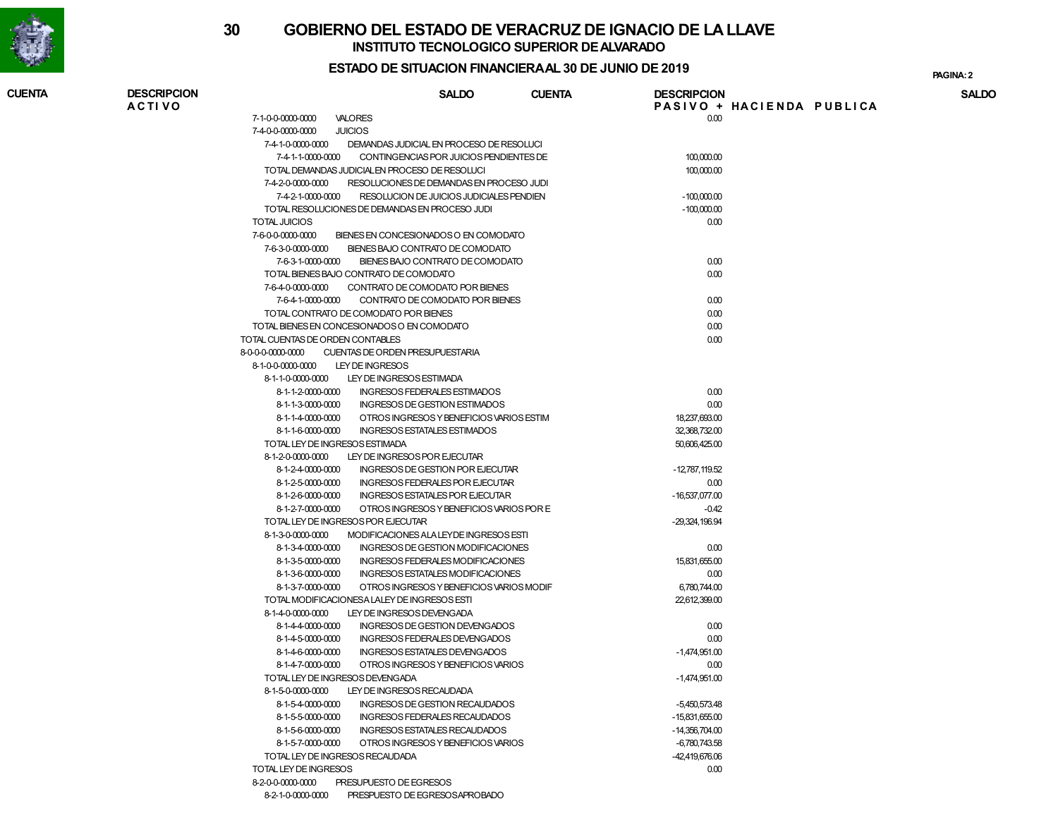# GOBIERNO DEL ESTADO DE VERACRUZ DE IGNACIO DE LA LLAVE

## INSTITUTO TECNOLOGICO SUPERIOR DE ALVARADO

### ESTADO DE SITUACION FINANCIERA AL 30 DE JUNIO DE 2019

| CUENTA | DESCRIPCION | SALDO |
|---|---|---|
| 7-1-0-0-0000-0000 | VALORES | 0.00 |
| 7-4-0-0-0000-0000 | JUICIOS | |
| 7-4-1-0-0000-0000 | DEMANDAS JUDICIAL EN PROCESO DE RESOLUCI | |
| 7-4-1-1-0000-0000 | CONTINGENCIAS POR JUICIOS PENDIENTES DE | 100,000.00 |
| | TOTAL DEMANDAS JUDICIAL EN PROCESO DE RESOLUCI | 100,000.00 |
| 7-4-2-0-0000-0000 | RESOLUCIONES DE DEMANDAS EN PROCESO JUDI | |
| 7-4-2-1-0000-0000 | RESOLUCION DE JUICIOS JUDICIALES PENDIEN | -100,000.00 |
| | TOTAL RESOLUCIONES DE DEMANDAS EN PROCESO JUDI | -100,000.00 |
| | TOTAL JUICIOS | 0.00 |
| 7-6-0-0-0000-0000 | BIENES EN CONCESIONADOS O EN COMODATO | |
| 7-6-3-0-0000-0000 | BIENES BAJO CONTRATO DE COMODATO | |
| 7-6-3-1-0000-0000 | BIENES BAJO CONTRATO DE COMODATO | 0.00 |
| | TOTAL BIENES BAJO CONTRATO DE COMODATO | 0.00 |
| 7-6-4-0-0000-0000 | CONTRATO DE COMODATO POR BIENES | |
| 7-6-4-1-0000-0000 | CONTRATO DE COMODATO POR BIENES | 0.00 |
| | TOTAL CONTRATO DE COMODATO POR BIENES | 0.00 |
| | TOTAL BIENES EN CONCESIONADOS O EN COMODATO | 0.00 |
| | TOTAL CUENTAS DE ORDEN CONTABLES | 0.00 |
| 8-0-0-0-0000-0000 | CUENTAS DE ORDEN PRESUPUESTARIA | |
| 8-1-0-0-0000-0000 | LEY DE INGRESOS | |
| 8-1-1-0-0000-0000 | LEY DE INGRESOS ESTIMADA | |
| 8-1-1-2-0000-0000 | INGRESOS FEDERALES ESTIMADOS | 0.00 |
| 8-1-1-3-0000-0000 | INGRESOS DE GESTION ESTIMADOS | 0.00 |
| 8-1-1-4-0000-0000 | OTROS INGRESOS Y BENEFICIOS VARIOS ESTIM | 18,237,693.00 |
| 8-1-1-6-0000-0000 | INGRESOS ESTATALES ESTIMADOS | 32,368,732.00 |
| | TOTAL LEY DE INGRESOS ESTIMADA | 50,606,425.00 |
| 8-1-2-0-0000-0000 | LEY DE INGRESOS POR EJECUTAR | |
| 8-1-2-4-0000-0000 | INGRESOS DE GESTION POR EJECUTAR | -12,787,119.52 |
| 8-1-2-5-0000-0000 | INGRESOS FEDERALES POR EJECUTAR | 0.00 |
| 8-1-2-6-0000-0000 | INGRESOS ESTATALES POR EJECUTAR | -16,537,077.00 |
| 8-1-2-7-0000-0000 | OTROS INGRESOS Y BENEFICIOS VARIOS POR E | -0.42 |
| | TOTAL LEY DE INGRESOS POR EJECUTAR | -29,324,196.94 |
| 8-1-3-0-0000-0000 | MODIFICACIONES A LA LEY DE INGRESOS ESTI | |
| 8-1-3-4-0000-0000 | INGRESOS DE GESTION MODIFICACIONES | 0.00 |
| 8-1-3-5-0000-0000 | INGRESOS FEDERALES MODIFICACIONES | 15,831,655.00 |
| 8-1-3-6-0000-0000 | INGRESOS ESTATALES MODIFICACIONES | 0.00 |
| 8-1-3-7-0000-0000 | OTROS INGRESOS Y BENEFICIOS VARIOS MODIF | 6,780,744.00 |
| | TOTAL MODIFICACIONES A LA LEY DE INGRESOS ESTI | 22,612,399.00 |
| 8-1-4-0-0000-0000 | LEY DE INGRESOS DEVENGADA | |
| 8-1-4-4-0000-0000 | INGRESOS DE GESTION DEVENGADOS | 0.00 |
| 8-1-4-5-0000-0000 | INGRESOS FEDERALES DEVENGADOS | 0.00 |
| 8-1-4-6-0000-0000 | INGRESOS ESTATALES DEVENGADOS | -1,474,951.00 |
| 8-1-4-7-0000-0000 | OTROS INGRESOS Y BENEFICIOS VARIOS | 0.00 |
| | TOTAL LEY DE INGRESOS DEVENGADA | -1,474,951.00 |
| 8-1-5-0-0000-0000 | LEY DE INGRESOS RECAUDADA | |
| 8-1-5-4-0000-0000 | INGRESOS DE GESTION RECAUDADOS | -5,450,573.48 |
| 8-1-5-5-0000-0000 | INGRESOS FEDERALES RECAUDADOS | -15,831,655.00 |
| 8-1-5-6-0000-0000 | INGRESOS ESTATALES RECAUDADOS | -14,356,704.00 |
| 8-1-5-7-0000-0000 | OTROS INGRESOS Y BENEFICIOS VARIOS | -6,780,743.58 |
| | TOTAL LEY DE INGRESOS RECAUDADA | -42,419,676.06 |
| | TOTAL LEY DE INGRESOS | 0.00 |
| 8-2-0-0-0000-0000 | PRESUPUESTO DE EGRESOS | |
| 8-2-1-0-0000-0000 | PRESPUESTO DE EGRESOS APROBADO | |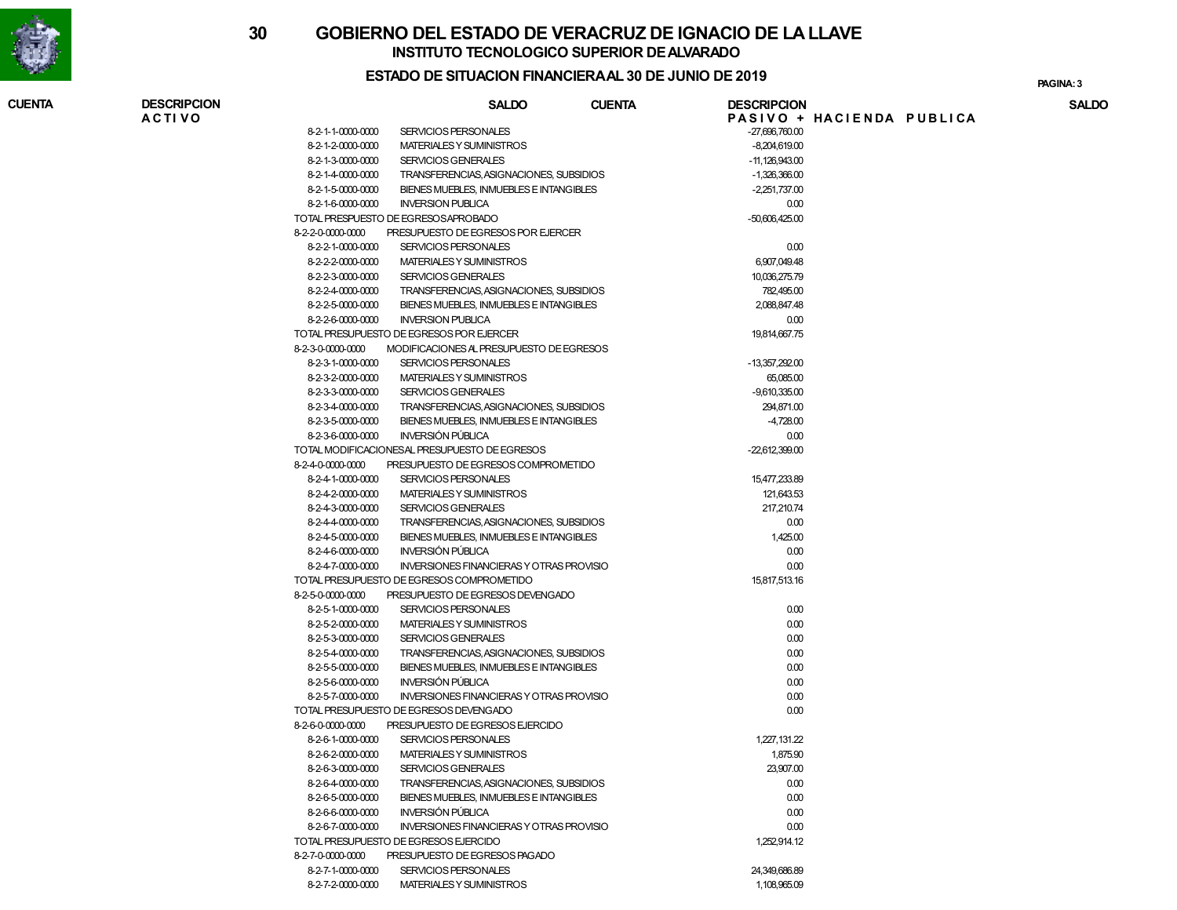# GOBIERNO DEL ESTADO DE VERACRUZ DE IGNACIO DE LA LLAVE

## INSTITUTO TECNOLOGICO SUPERIOR DE ALVARADO

### ESTADO DE SITUACION FINANCIERA AL 30 DE JUNIO DE 2019

| CUENTA | DESCRIPCION | SALDO |
|---|---|---|
| | **PASIVO + HACIENDA PUBLICA** | |
| 8-2-1-1-0000-0000 | SERVICIOS PERSONALES | -27,696,760.00 |
| 8-2-1-2-0000-0000 | MATERIALES Y SUMINISTROS | -8,204,619.00 |
| 8-2-1-3-0000-0000 | SERVICIOS GENERALES | -11,126,943.00 |
| 8-2-1-4-0000-0000 | TRANSFERENCIAS, ASIGNACIONES, SUBSIDIOS | -1,326,366.00 |
| 8-2-1-5-0000-0000 | BIENES MUEBLES, INMUEBLES E INTANGIBLES | -2,251,737.00 |
| 8-2-1-6-0000-0000 | INVERSION PUBLICA | 0.00 |
| | TOTAL PRESPUESTO DE EGRESOS APROBADO | -50,606,425.00 |
| 8-2-2-0-0000-0000 | PRESUPUESTO DE EGRESOS POR EJERCER | |
| 8-2-2-1-0000-0000 | SERVICIOS PERSONALES | 0.00 |
| 8-2-2-2-0000-0000 | MATERIALES Y SUMINISTROS | 6,907,049.48 |
| 8-2-2-3-0000-0000 | SERVICIOS GENERALES | 10,036,275.79 |
| 8-2-2-4-0000-0000 | TRANSFERENCIAS, ASIGNACIONES, SUBSIDIOS | 782,495.00 |
| 8-2-2-5-0000-0000 | BIENES MUEBLES, INMUEBLES E INTANGIBLES | 2,088,847.48 |
| 8-2-2-6-0000-0000 | INVERSION PUBLICA | 0.00 |
| | TOTAL PRESUPUESTO DE EGRESOS POR EJERCER | 19,814,667.75 |
| 8-2-3-0-0000-0000 | MODIFICACIONES AL PRESUPUESTO DE EGRESOS | |
| 8-2-3-1-0000-0000 | SERVICIOS PERSONALES | -13,357,292.00 |
| 8-2-3-2-0000-0000 | MATERIALES Y SUMINISTROS | 65,085.00 |
| 8-2-3-3-0000-0000 | SERVICIOS GENERALES | -9,610,335.00 |
| 8-2-3-4-0000-0000 | TRANSFERENCIAS, ASIGNACIONES, SUBSIDIOS | 294,871.00 |
| 8-2-3-5-0000-0000 | BIENES MUEBLES, INMUEBLES E INTANGIBLES | -4,728.00 |
| 8-2-3-6-0000-0000 | INVERSIÓN PÚBLICA | 0.00 |
| | TOTAL MODIFICACIONES AL PRESUPUESTO DE EGRESOS | -22,612,399.00 |
| 8-2-4-0-0000-0000 | PRESUPUESTO DE EGRESOS COMPROMETIDO | |
| 8-2-4-1-0000-0000 | SERVICIOS PERSONALES | 15,477,233.89 |
| 8-2-4-2-0000-0000 | MATERIALES Y SUMINISTROS | 121,643.53 |
| 8-2-4-3-0000-0000 | SERVICIOS GENERALES | 217,210.74 |
| 8-2-4-4-0000-0000 | TRANSFERENCIAS, ASIGNACIONES, SUBSIDIOS | 0.00 |
| 8-2-4-5-0000-0000 | BIENES MUEBLES, INMUEBLES E INTANGIBLES | 1,425.00 |
| 8-2-4-6-0000-0000 | INVERSIÓN PÚBLICA | 0.00 |
| 8-2-4-7-0000-0000 | INVERSIONES FINANCIERAS Y OTRAS PROVISIO | 0.00 |
| | TOTAL PRESUPUESTO DE EGRESOS COMPROMETIDO | 15,817,513.16 |
| 8-2-5-0-0000-0000 | PRESUPUESTO DE EGRESOS DEVENGADO | |
| 8-2-5-1-0000-0000 | SERVICIOS PERSONALES | 0.00 |
| 8-2-5-2-0000-0000 | MATERIALES Y SUMINISTROS | 0.00 |
| 8-2-5-3-0000-0000 | SERVICIOS GENERALES | 0.00 |
| 8-2-5-4-0000-0000 | TRANSFERENCIAS, ASIGNACIONES, SUBSIDIOS | 0.00 |
| 8-2-5-5-0000-0000 | BIENES MUEBLES, INMUEBLES E INTANGIBLES | 0.00 |
| 8-2-5-6-0000-0000 | INVERSIÓN PÚBLICA | 0.00 |
| 8-2-5-7-0000-0000 | INVERSIONES FINANCIERAS Y OTRAS PROVISIO | 0.00 |
| | TOTAL PRESUPUESTO DE EGRESOS DEVENGADO | 0.00 |
| 8-2-6-0-0000-0000 | PRESUPUESTO DE EGRESOS EJERCIDO | |
| 8-2-6-1-0000-0000 | SERVICIOS PERSONALES | 1,227,131.22 |
| 8-2-6-2-0000-0000 | MATERIALES Y SUMINISTROS | 1,875.90 |
| 8-2-6-3-0000-0000 | SERVICIOS GENERALES | 23,907.00 |
| 8-2-6-4-0000-0000 | TRANSFERENCIAS, ASIGNACIONES, SUBSIDIOS | 0.00 |
| 8-2-6-5-0000-0000 | BIENES MUEBLES, INMUEBLES E INTANGIBLES | 0.00 |
| 8-2-6-6-0000-0000 | INVERSIÓN PÚBLICA | 0.00 |
| 8-2-6-7-0000-0000 | INVERSIONES FINANCIERAS Y OTRAS PROVISIO | 0.00 |
| | TOTAL PRESUPUESTO DE EGRESOS EJERCIDO | 1,252,914.12 |
| 8-2-7-0-0000-0000 | PRESUPUESTO DE EGRESOS PAGADO | |
| 8-2-7-1-0000-0000 | SERVICIOS PERSONALES | 24,349,686.89 |
| 8-2-7-2-0000-0000 | MATERIALES Y SUMINISTROS | 1,108,965.09 |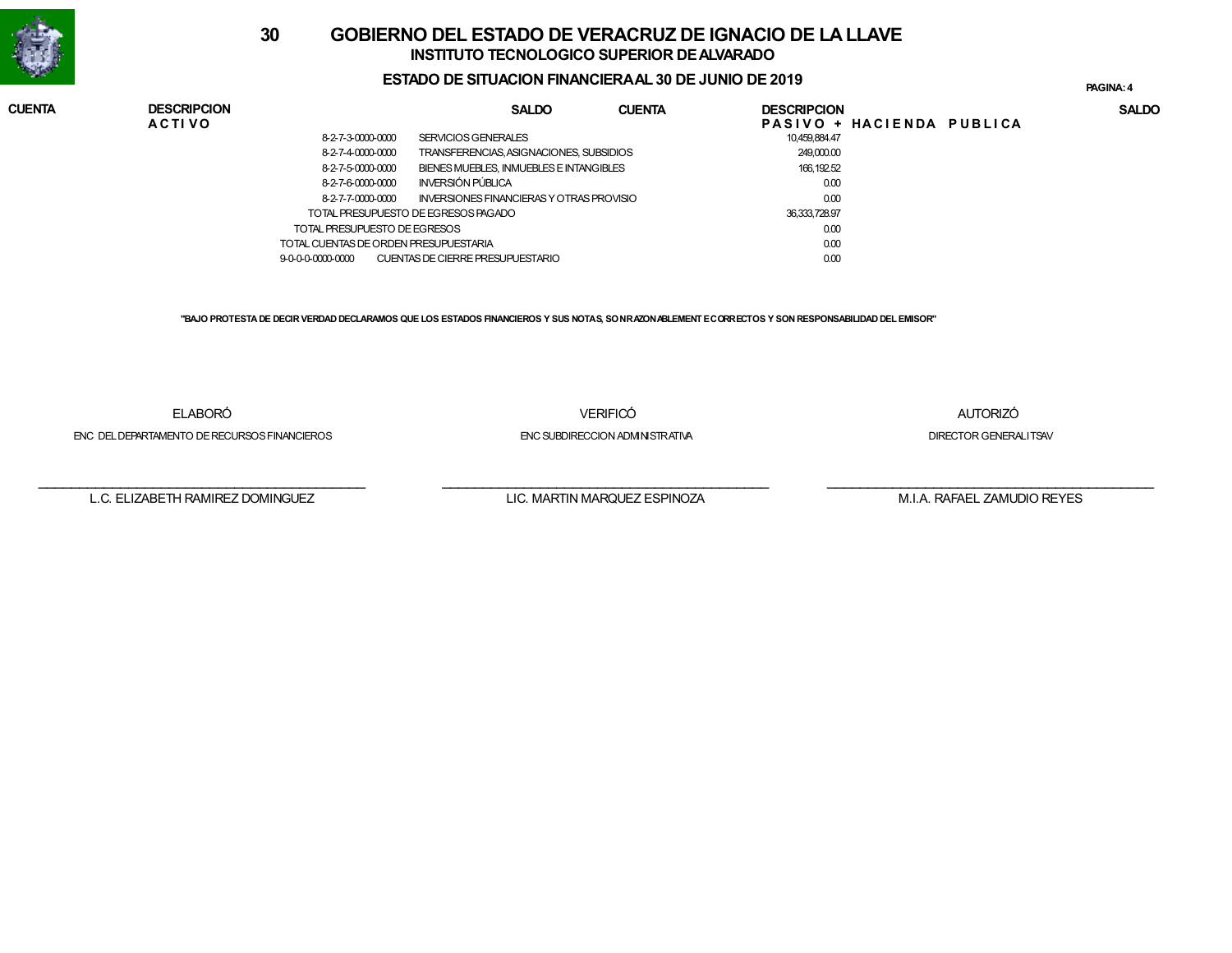# GOBIERNO DEL ESTADO DE VERACRUZ DE IGNACIO DE LA LLAVE

30

## INSTITUTO TECNOLOGICO SUPERIOR DE ALVARADO

### ESTADO DE SITUACION FINANCIERA AL 30 DE JUNIO DE 2019

PAGINA: 4

| CUENTA | DESCRIPCION | SALDO |
|---|---|---|
| | **A C T I V O** | |
| 8-2-7-3-0000-0000 | SERVICIOS GENERALES | 10,459,884.47 |
| 8-2-7-4-0000-0000 | TRANSFERENCIAS, ASIGNACIONES, SUBSIDIOS | 249,000.00 |
| 8-2-7-5-0000-0000 | BIENES MUEBLES, INMUEBLES E INTANGIBLES | 166,192.52 |
| 8-2-7-6-0000-0000 | INVERSIÓN PÚBLICA | 0.00 |
| 8-2-7-7-0000-0000 | INVERSIONES FINANCIERAS Y OTRAS PROVISIO | 0.00 |
| | TOTAL PRESUPUESTO DE EGRESOS PAGADO | 36,333,728.97 |
| | TOTAL PRESUPUESTO DE EGRESOS | 0.00 |
| | TOTAL CUENTAS DE ORDEN PRESUPUESTARIA | 0.00 |
| 9-0-0-0-0000-0000 | CUENTAS DE CIERRE PRESUPUESTARIO | 0.00 |

| CUENTA | DESCRIPCION | SALDO |
|---|---|---|
| | **P A S I V O + H A C I E N D A P U B L I C A** | |

**"BAJO PROTESTA DE DECIR VERDAD DECLARAMOS QUE LOS ESTADOS FINANCIEROS Y SUS NOTAS, SON RAZONABLEMENTE CORRECTOS Y SON RESPONSABILIDAD DEL EMISOR"**

| ELABORÓ | VERIFICÓ | AUTORIZÓ |
|---|---|---|
| ENC DEL DEPARTAMENTO DE RECURSOS FINANCIEROS | ENC SUBDIRECCION ADMINISTRATIVA | DIRECTOR GENERAL ITSAV |
| L.C. ELIZABETH RAMIREZ DOMINGUEZ | LIC. MARTIN MARQUEZ ESPINOZA | M.I.A. RAFAEL ZAMUDIO REYES |